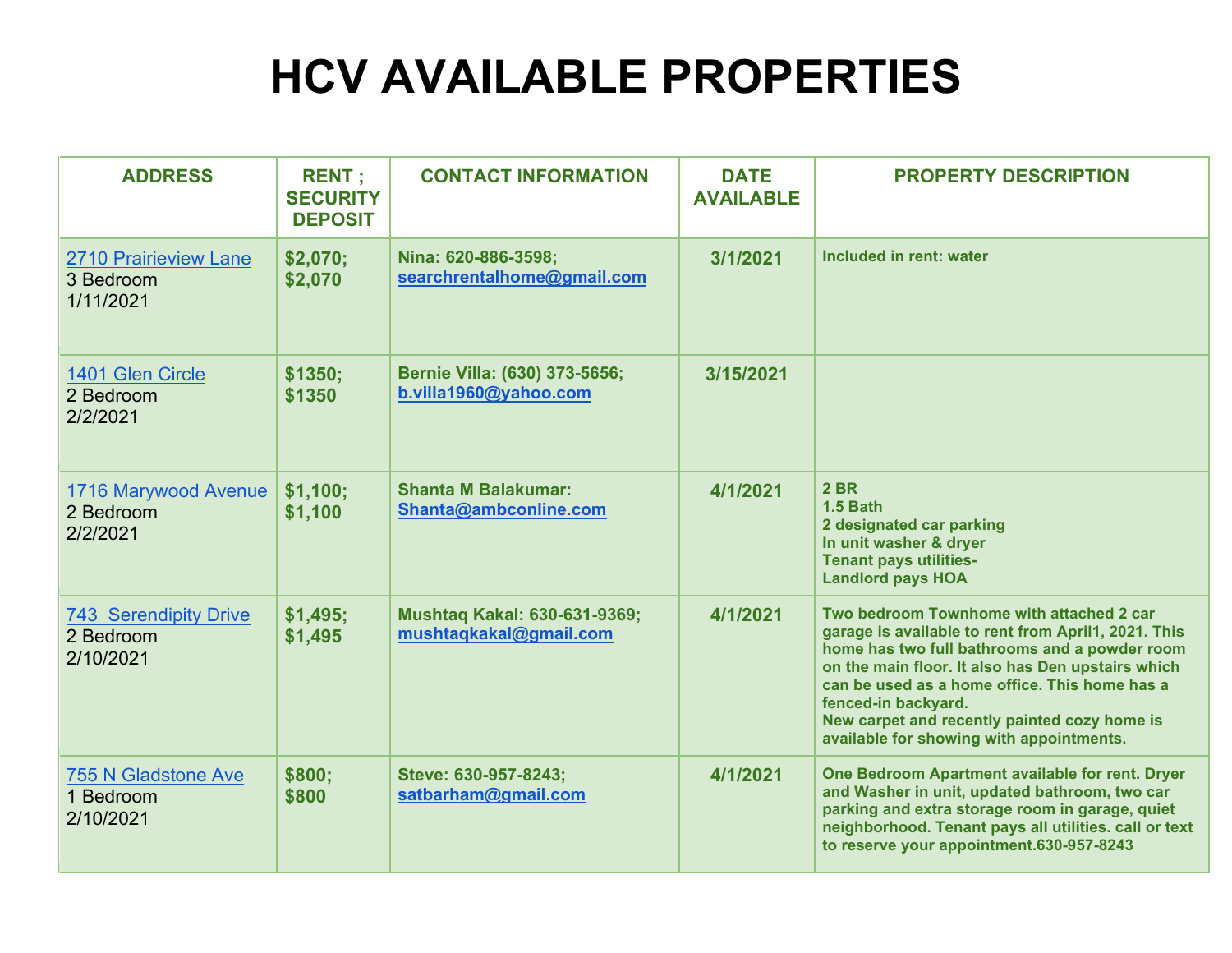# HCV AVAILABLE PROPERTIES

| ADDRESS | RENT ; SECURITY DEPOSIT | CONTACT INFORMATION | DATE AVAILABLE | PROPERTY DESCRIPTION |
|---|---|---|---|---|
| 2710 Prairieview Lane<br>3 Bedroom<br>1/11/2021 | $2,070; $2,070 | Nina: 620-886-3598; searchrentalhome@gmail.com | 3/1/2021 | Included in rent: water |
| 1401 Glen Circle<br>2 Bedroom<br>2/2/2021 | $1350; $1350 | Bernie Villa: (630) 373-5656; b.villa1960@yahoo.com | 3/15/2021 | |
| 1716 Marywood Avenue<br>2 Bedroom<br>2/2/2021 | $1,100; $1,100 | Shanta M Balakumar: Shanta@ambconline.com | 4/1/2021 | 2 BR<br>1.5 Bath<br>2 designated car parking<br>In unit washer & dryer<br>Tenant pays utilities-<br>Landlord pays HOA |
| 743 Serendipity Drive<br>2 Bedroom<br>2/10/2021 | $1,495; $1,495 | Mushtaq Kakal: 630-631-9369; mushtaqkakal@gmail.com | 4/1/2021 | Two bedroom Townhome with attached 2 car garage is available to rent from April1, 2021. This home has two full bathrooms and a powder room on the main floor. It also has Den upstairs which can be used as a home office. This home has a fenced-in backyard.<br>New carpet and recently painted cozy home is available for showing with appointments. |
| 755 N Gladstone Ave<br>1 Bedroom<br>2/10/2021 | $800; $800 | Steve: 630-957-8243; satbarham@gmail.com | 4/1/2021 | One Bedroom Apartment available for rent. Dryer and Washer in unit, updated bathroom, two car parking and extra storage room in garage, quiet neighborhood. Tenant pays all utilities. call or text to reserve your appointment.630-957-8243 |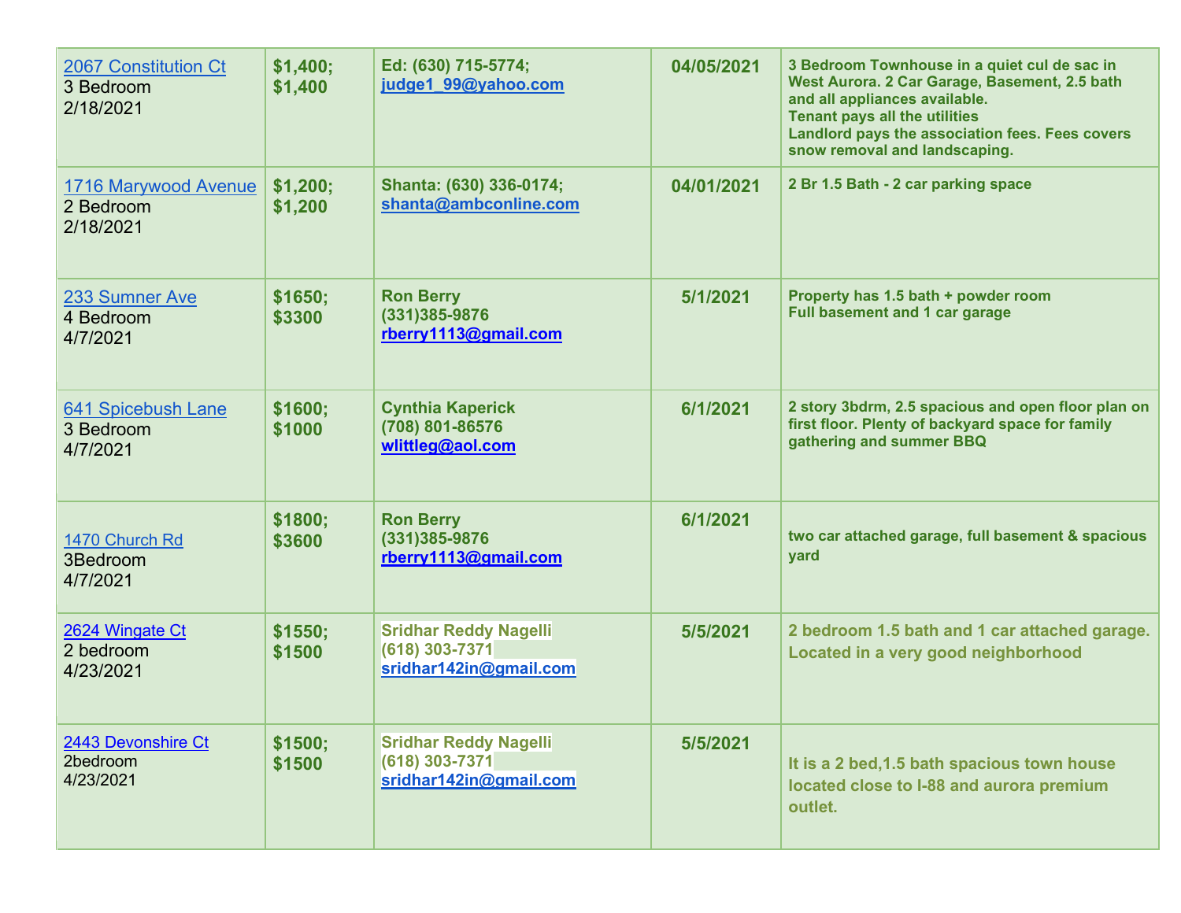| | | | | |
|---|---|---|---|---|
| 2067 Constitution Ct<br>3 Bedroom<br>2/18/2021 | **$1,400;<br>$1,400** | **Ed: (630) 715-5774;<br>judge1_99@yahoo.com** | **04/05/2021** | **3 Bedroom Townhouse in a quiet cul de sac in West Aurora. 2 Car Garage, Basement, 2.5 bath and all appliances available.<br>Tenant pays all the utilities<br>Landlord pays the association fees. Fees covers snow removal and landscaping.** |
| 1716 Marywood Avenue<br>2 Bedroom<br>2/18/2021 | **$1,200;<br>$1,200** | **Shanta: (630) 336-0174;<br>shanta@ambconline.com** | **04/01/2021** | **2 Br 1.5 Bath - 2 car parking space** |
| 233 Sumner Ave<br>4 Bedroom<br>4/7/2021 | **$1650;<br>$3300** | **Ron Berry<br>(331)385-9876<br>rberry1113@gmail.com** | **5/1/2021** | **Property has 1.5 bath + powder room<br>Full basement and 1 car garage** |
| 641 Spicebush Lane<br>3 Bedroom<br>4/7/2021 | **$1600;<br>$1000** | **Cynthia Kaperick<br>(708) 801-86576<br>wlittleg@aol.com** | **6/1/2021** | **2 story 3bdrm, 2.5 spacious and open floor plan on first floor. Plenty of backyard space for family gathering and summer BBQ** |
| 1470 Church Rd<br>3Bedroom<br>4/7/2021 | **$1800;<br>$3600** | **Ron Berry<br>(331)385-9876<br>rberry1113@gmail.com** | **6/1/2021** | **two car attached garage, full basement & spacious yard** |
| 2624 Wingate Ct<br>2 bedroom<br>4/23/2021 | **$1550;<br>$1500** | **Sridhar Reddy Nagelli<br>(618) 303-7371<br>sridhar142in@gmail.com** | **5/5/2021** | **2 bedroom 1.5 bath and 1 car attached garage. Located in a very good neighborhood** |
| 2443 Devonshire Ct<br>2bedroom<br>4/23/2021 | **$1500;<br>$1500** | **Sridhar Reddy Nagelli<br>(618) 303-7371<br>sridhar142in@gmail.com** | **5/5/2021** | **It is a 2 bed,1.5 bath spacious town house located close to I-88 and aurora premium outlet.** |